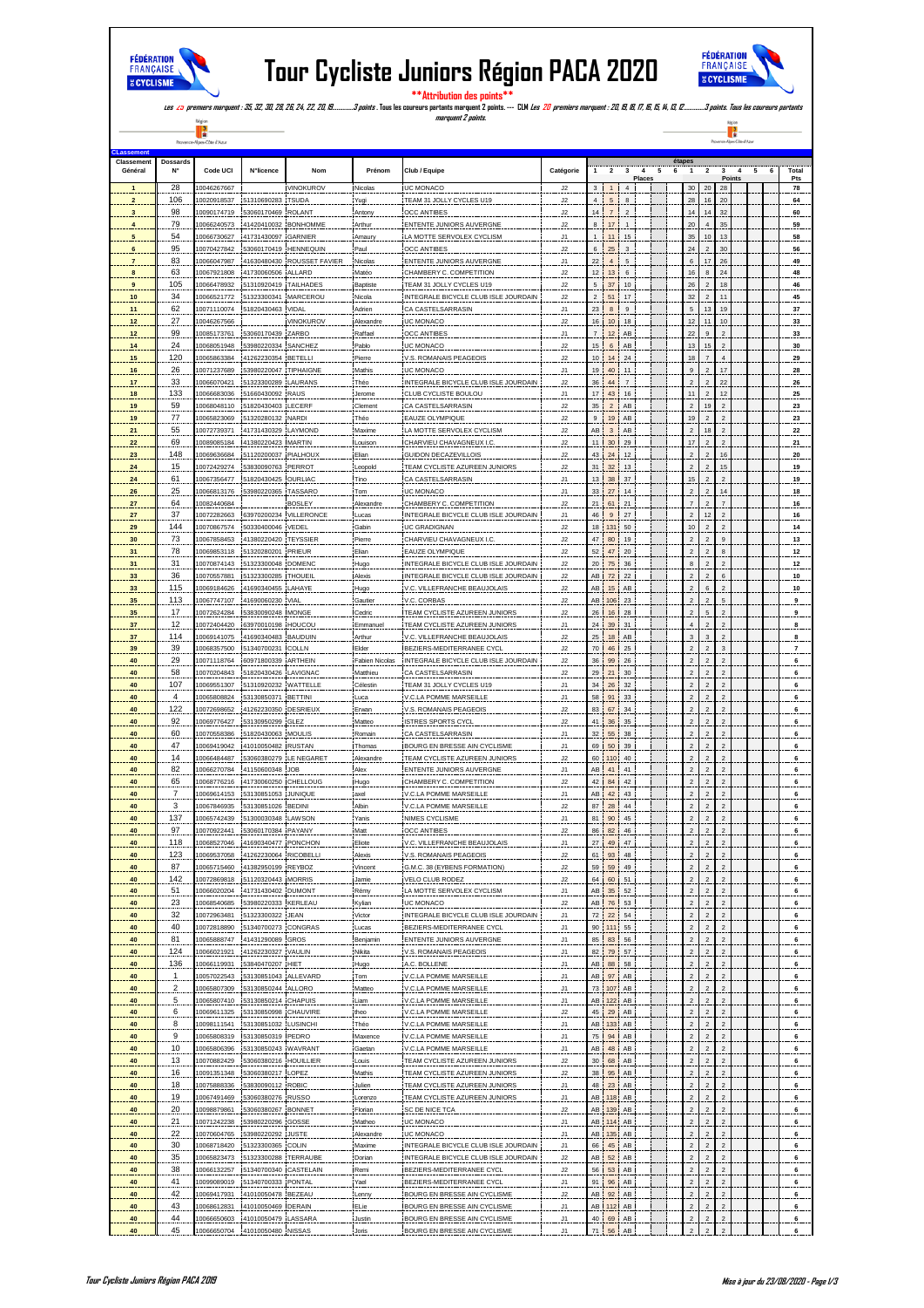# Tour Cycliste Juniors Région PACA 2020

**Attribution des points**

*Les 25 premiers marquent : 35, 32, 30, 28, 26, 24, 22, 20, 19...........3 points . Tous les coureurs partants marquent 2 points. --- CLM Les 20 premiers marquent : 20, 19, 18, 17, 16, 15, 14, 13, 12...........3 points. Tous les coureurs partants marquent 2 points.*

**CLassement**

| Classement Général | Dossards N° | Code UCI | N°licence | Nom | Prénom | Club / Equipe | Catégorie | Places 1 | Places 2 | Places 3 | Places 4 | Places 5 | Places 6 | Points 1 | Points 2 | Points 3 | Points 4 | Points 5 | Points 6 | Total Pts |
|---|---|---|---|---|---|---|---|---|---|---|---|---|---|---|---|---|---|---|---|---|
| 1 | 28 | 10046267667 | | VINOKUROV | Nicolas | UC MONACO | J2 | 3 | 1 | 4 | | | | 30 | 20 | 28 | | | | 78 |
| 2 | 106 | 10020918537 | 51310690283 | TSUDA | Yugi | TEAM 31 JOLLY CYCLES U19 | J2 | 4 | 5 | 8 | | | | 28 | 16 | 20 | | | | 64 |
| 3 | 98 | 10090174719 | 53060170469 | ROLANT | Antony | OCC ANTIBES | J2 | 14 | 7 | 2 | | | | 14 | 14 | 32 | | | | 60 |
| 4 | 79 | 10066240573 | 41420410032 | BONHOMME | Arthur | ENTENTE JUNIORS AUVERGNE | J2 | 8 | 17 | 1 | | | | 20 | 4 | 35 | | | | 59 |
| 5 | 54 | 10066730627 | 41731430097 | GARNIER | Amaury | LA MOTTE SERVOLEX CYCLISM | J1 | 1 | 11 | 15 | | | | 35 | 10 | 13 | | | | 58 |
| 6 | 95 | 10070427842 | 53060170419 | HENNEQUIN | Paul | OCC ANTIBES | J2 | 6 | 25 | 3 | | | | 24 | 2 | 30 | | | | 56 |
| 7 | 83 | 10066047987 | 41630480430 | ROUSSET FAVIER | Nicolas | ENTENTE JUNIORS AUVERGNE | J1 | 22 | 4 | 5 | | | | 6 | 17 | 26 | | | | 49 |
| 8 | 63 | 10067921808 | 41730060506 | ALLARD | Matéo | CHAMBERY C. COMPETITION | J2 | 12 | 13 | 6 | | | | 16 | 8 | 24 | | | | 48 |
| 9 | 105 | 10066478932 | 51310920419 | TAILHADES | Baptiste | TEAM 31 JOLLY CYCLES U19 | J2 | 5 | 37 | 10 | | | | 26 | 2 | 18 | | | | 46 |
| 10 | 34 | 10066521772 | 51323300341 | MARCEROU | Nicola | INTEGRALE BICYCLE CLUB ISLE JOURDAIN | J2 | 2 | 51 | 17 | | | | 32 | 2 | 11 | | | | 45 |
| 11 | 62 | 10071110074 | 51820430463 | VIDAL | Adrien | CA CASTELSARRASIN | J1 | 23 | 8 | 9 | | | | 5 | 13 | 19 | | | | 37 |
| 12 | 27 | 10046267566 | | VINOKUROV | Alexandre | UC MONACO | J2 | 16 | 10 | 18 | | | | 12 | 11 | 10 | | | | 33 |
| 12 | 99 | 10085173761 | 53060170439 | ZARBO | Raffael | OCC ANTIBES | J1 | 7 | 12 | AB | | | | 22 | 9 | 2 | | | | 33 |
| 14 | 24 | 10068051948 | 53980220334 | SANCHEZ | Pablo | UC MONACO | J2 | 15 | 6 | AB | | | | 13 | 15 | 2 | | | | 30 |
| 15 | 120 | 10065863384 | 41262230354 | BETELLI | Pierre | V.S. ROMANAIS PEAGEOIS | J2 | 10 | 14 | 24 | | | | 18 | 7 | 4 | | | | 29 |
| 16 | 26 | 10071237689 | 53980220047 | TIPHAIGNE | Mathis | UC MONACO | J1 | 19 | 40 | 11 | | | | 9 | 2 | 17 | | | | 28 |
| 17 | 33 | 10066070421 | 51323300289 | LAURANS | Théo | INTEGRALE BICYCLE CLUB ISLE JOURDAIN | J2 | 36 | 44 | 7 | | | | 2 | 2 | 22 | | | | 26 |
| 18 | 133 | 10066683036 | 51660430092 | RAUS | Jerome | CLUB CYCLISTE BOULOU | J1 | 17 | 43 | 16 | | | | 11 | 2 | 12 | | | | 25 |
| 19 | 59 | 10068048110 | 51820430403 | LECERF | Clement | CA CASTELSARRASIN | J2 | 35 | 2 | AB | | | | 2 | 19 | 2 | | | | 23 |
| 19 | 77 | 10065823069 | 51320280132 | NARDI | Théo | EAUZE OLYMPIQUE | J2 | 9 | 19 | AB | | | | 19 | 2 | 2 | | | | 23 |
| 21 | 55 | 10072739371 | 41731430329 | LAYMOND | Maxime | LA MOTTE SERVOLEX CYCLISM | J2 | AB | 3 | AB | | | | 2 | 18 | 2 | | | | 22 |
| 22 | 69 | 10089085184 | 41380220423 | MARTIN | Louison | CHARVIEU CHAVAGNEUX I.C. | J2 | 11 | 30 | 29 | | | | 17 | 2 | 2 | | | | 21 |
| 23 | 148 | 10069636684 | 51120200037 | PIALHOUX | Elian | GUIDON DECAZEVILLOIS | J2 | 43 | 24 | 12 | | | | 2 | 2 | 16 | | | | 20 |
| 24 | 15 | 10072429274 | 53830090763 | PERROT | Leopold | TEAM CYCLISTE AZUREEN JUNIORS | J2 | 31 | 32 | 13 | | | | 2 | 2 | 15 | | | | 19 |
| 24 | 61 | 10067356477 | 51820430425 | OURLIAC | Tino | CA CASTELSARRASIN | J1 | 13 | 38 | 37 | | | | 15 | 2 | 2 | | | | 19 |
| 26 | 25 | 10066813176 | 53980220365 | TASSARO | Tom | UC MONACO | J1 | 33 | 27 | 14 | | | | 2 | 2 | 14 | | | | 18 |
| 27 | 64 | 10082440684 | | BOSLEY | Alexandre | CHAMBERY C. COMPETITION | J2 | 21 | 61 | 21 | | | | 7 | 2 | 7 | | | | 16 |
| 27 | 37 | 10072282663 | 63970200234 | VILLERONCE | Lucas | INTEGRALE BICYCLE CLUB ISLE JOURDAIN | J1 | 46 | 9 | 27 | | | | 2 | 12 | 2 | | | | 16 |
| 29 | 144 | 10070867574 | 50330400046 | VEDEL | Gabin | UC GRADIGNAN | J2 | 18 | 131 | 50 | | | | 10 | 2 | 2 | | | | 14 |
| 30 | 73 | 10067858453 | 41380220420 | TEYSSIER | Pierre | CHARVIEU CHAVAGNEUX I.C. | J2 | 47 | 80 | 19 | | | | 2 | 2 | 9 | | | | 13 |
| 31 | 78 | 10069853118 | 51320280201 | PRIEUR | Elian | EAUZE OLYMPIQUE | J2 | 52 | 47 | 20 | | | | 2 | 2 | 8 | | | | 12 |
| 31 | 31 | 10070874143 | 51323300048 | DOMENC | Hugo | INTEGRALE BICYCLE CLUB ISLE JOURDAIN | J2 | 20 | 75 | 36 | | | | 8 | 2 | 2 | | | | 12 |
| 33 | 36 | 10070557881 | 51323300285 | THOUEIL | Alexis | INTEGRALE BICYCLE CLUB ISLE JOURDAIN | J2 | AB | 72 | 22 | | | | 2 | 2 | 6 | | | | 10 |
| 33 | 115 | 10069184626 | 41690340455 | LAHAYE | Hugo | V.C. VILLEFRANCHE BEAUJOLAIS | J2 | AB | 15 | AB | | | | 2 | 6 | 2 | | | | 10 |
| 35 | 113 | 10067747107 | 41690060230 | VIAL | Gautier | V.C. CORBAS | J2 | AB | 106 | 23 | | | | 2 | 2 | 5 | | | | 9 |
| 35 | 17 | 10072624284 | 53830090248 | MONGE | Cedric | TEAM CYCLISTE AZUREEN JUNIORS | J2 | 26 | 16 | 28 | | | | 2 | 5 | 2 | | | | 9 |
| 37 | 12 | 10072404420 | 63970010198 | HOUCOU | Emmanuel | TEAM CYCLISTE AZUREEN JUNIORS | J1 | 24 | 39 | 31 | | | | 4 | 2 | 2 | | | | 8 |
| 37 | 114 | 10069141075 | 41690340483 | BAUDUIN | Arthur | V.C. VILLEFRANCHE BEAUJOLAIS | J2 | 25 | 18 | AB | | | | 3 | 3 | 2 | | | | 8 |
| 39 | 39 | 10068357500 | 51340700231 | COLLN | Elder | BEZIERS-MEDITERRANEE CYCL | J2 | 70 | 46 | 25 | | | | 2 | 2 | 3 | | | | 7 |
| 40 | 29 | 10071118764 | 60971800339 | ARTHEIN | Fabien Nicolas | INTEGRALE BICYCLE CLUB ISLE JOURDAIN | J2 | 36 | 99 | 26 | | | | 2 | 2 | 2 | | | | 6 |
| 40 | 58 | 10070204843 | 51820430426 | LAVIGNAC | Matthieu | CA CASTELSARRASIN | J2 | 29 | 21 | 30 | | | | 2 | 2 | 2 | | | | 6 |
| 40 | 107 | 10069551307 | 51310920232 | WATTELLE | Célestin | TEAM 31 JOLLY CYCLES U19 | J1 | 34 | 26 | 32 | | | | 2 | 2 | 2 | | | | 6 |
| 40 | 4 | 10065808824 | 51130850371 | BETTINI | Luca | V.C.LA POMME MARSEILLE | J1 | 58 | 91 | 33 | | | | 2 | 2 | 2 | | | | 6 |
| 40 | 122 | 10072698652 | 41262230350 | DESRIEUX | Erwan | V.S. ROMANAIS PEAGEOIS | J2 | 83 | 67 | 34 | | | | 2 | 2 | 2 | | | | 6 |
| 40 | 92 | 10069776427 | 51130950299 | GLEZ | Matteo | ISTRES SPORTS CYCL | J2 | 41 | 36 | 35 | | | | 2 | 2 | 2 | | | | 6 |
| 40 | 60 | 10070558386 | 51820430063 | MOULIS | Romain | CA CASTELSARRASIN | J1 | 32 | 55 | 38 | | | | 2 | 2 | 2 | | | | 6 |
| 40 | 47 | 10069419042 | 41010050482 | RUSTAN | Thomas | BOURG EN BRESSE AIN CYCLISME | J1 | 69 | 50 | 39 | | | | 2 | 2 | 2 | | | | 6 |
| 40 | 14 | 10066484487 | 53060380279 | LE NEGARET | Alexandre | TEAM CYCLISTE AZUREEN JUNIORS | J2 | 60 | 110 | 40 | | | | 2 | 2 | 2 | | | | 6 |
| 40 | 82 | 10066270784 | 41150600348 | JOB | Alex | ENTENTE JUNIORS AUVERGNE | J1 | AB | 41 | 41 | | | | 2 | 2 | 2 | | | | 6 |
| 40 | 65 | 10068776216 | 41730060250 | CHELLOUG | Hugo | CHAMBERY C. COMPETITION | J2 | 42 | 84 | 42 | | | | 2 | 2 | 2 | | | | 6 |
| 40 | 7 | 10069614153 | 51130851053 | JUNIQUE | axel | V.C.LA POMME MARSEILLE | J1 | AB | 42 | 43 | | | | 2 | 2 | 2 | | | | 6 |
| 40 | 3 | 10067846935 | 51130851026 | BEDINI | Albin | V.C.LA POMME MARSEILLE | J2 | 87 | 28 | 44 | | | | 2 | 2 | 2 | | | | 6 |
| 40 | 137 | 10065742439 | 51300030348 | LAWSON | Yanis | NIMES CYCLISME | J1 | 81 | 90 | 45 | | | | 2 | 2 | 2 | | | | 6 |
| 40 | 97 | 10070922441 | 53060170384 | PAYANY | Matt | OCC ANTIBES | J2 | 86 | 82 | 46 | | | | 2 | 2 | 2 | | | | 6 |
| 40 | 118 | 10068527046 | 41690340477 | PONCHON | Eliote | V.C. VILLEFRANCHE BEAUJOLAIS | J1 | 27 | 49 | 47 | | | | 2 | 2 | 2 | | | | 6 |
| 40 | 123 | 10069537058 | 41262230064 | RICOBELLI | Alexis | V.S. ROMANAIS PEAGEOIS | J2 | 61 | 93 | 48 | | | | 2 | 2 | 2 | | | | 6 |
| 40 | 87 | 10065715460 | 41382950199 | REYBOZ | Vincent | G.M.C. 38 (EYBENS FORMATION) | J2 | 59 | 59 | 49 | | | | 2 | 2 | 2 | | | | 6 |
| 40 | 142 | 10072869818 | 51120320443 | MORRIS | Jamie | VELO CLUB RODEZ | J2 | 64 | 60 | 51 | | | | 2 | 2 | 2 | | | | 6 |
| 40 | 51 | 10066020204 | 41731430402 | DUMONT | Rémy | LA MOTTE SERVOLEX CYCLISM | J1 | AB | 35 | 52 | | | | 2 | 2 | 2 | | | | 6 |
| 40 | 23 | 10068540685 | 53980220333 | KERLEAU | Kylian | UC MONACO | J2 | AB | 76 | 53 | | | | 2 | 2 | 2 | | | | 6 |
| 40 | 32 | 10072963481 | 51323300322 | JEAN | Victor | INTEGRALE BICYCLE CLUB ISLE JOURDAIN | J1 | 72 | 22 | 54 | | | | 2 | 2 | 2 | | | | 6 |
| 40 | 40 | 10072818890 | 51340700273 | CONGRAS | Lucas | BEZIERS-MEDITERRANEE CYCL | J1 | 80 | 111 | 55 | | | | 2 | 2 | 2 | | | | 6 |
| 40 | 81 | 10065888747 | 41431290089 | GROS | Benjamin | ENTENTE JUNIORS AUVERGNE | J1 | 85 | 83 | 56 | | | | 2 | 2 | 2 | | | | 6 |
| 40 | 124 | 10066021921 | 41262230327 | VAULIN | Nikita | V.S. ROMANAIS PEAGEOIS | J1 | 82 | 79 | 57 | | | | 2 | 2 | 2 | | | | 6 |
| 40 | 136 | 10066119931 | 53840470207 | HIET | Hugo | A.C. BOLLENE | J1 | AB | 88 | 58 | | | | 2 | 2 | 2 | | | | 6 |
| 40 | 1 | 10057022543 | 51130851043 | ALLEVARD | Tom | V.C.LA POMME MARSEILLE | J1 | AB | 97 | AB | | | | 2 | 2 | 2 | | | | 6 |
| 40 | 2 | 10065807309 | 51130850244 | ALLORO | Matteo | V.C.LA POMME MARSEILLE | J1 | 73 | 107 | AB | | | | 2 | 2 | 2 | | | | 6 |
| 40 | 5 | 10065807410 | 51130850214 | CHAPUIS | Liam | V.C.LA POMME MARSEILLE | J1 | AB | 122 | AB | | | | 2 | 2 | 2 | | | | 6 |
| 40 | 6 | 10069611325 | 51130850998 | CHAUVIRE | theo | V.C.LA POMME MARSEILLE | J2 | 45 | 29 | AB | | | | 2 | 2 | 2 | | | | 6 |
| 40 | 8 | 10098115141 | 51130851032 | LUSINCHI | Théo | V.C.LA POMME MARSEILLE | J1 | AB | 133 | AB | | | | 2 | 2 | 2 | | | | 6 |
| 40 | 9 | 10065808319 | 51130850319 | PEDRO | Maxence | V.C.LA POMME MARSEILLE | J1 | 75 | 94 | AB | | | | 2 | 2 | 2 | | | | 6 |
| 40 | 10 | 10065806396 | 51130850243 | WAVRANT | Gaetan | V.C.LA POMME MARSEILLE | J1 | AB | 48 | AB | | | | 2 | 2 | 2 | | | | 6 |
| 40 | 13 | 10070882429 | 53060380216 | HOUILLIER | Louis | TEAM CYCLISTE AZUREEN JUNIORS | J2 | 30 | 68 | AB | | | | 2 | 2 | 2 | | | | 6 |
| 40 | 16 | 10091351348 | 53060380217 | LOPEZ | Mathis | TEAM CYCLISTE AZUREEN JUNIORS | J2 | 38 | 95 | AB | | | | 2 | 2 | 2 | | | | 6 |
| 40 | 18 | 10075888336 | 53830090112 | ROBIC | Julien | TEAM CYCLISTE AZUREEN JUNIORS | J1 | 48 | 23 | AB | | | | 2 | 2 | 2 | | | | 6 |
| 40 | 19 | 10067491469 | 53060380276 | RUSSO | Lorenzo | TEAM CYCLISTE AZUREEN JUNIORS | J1 | AB | 118 | AB | | | | 2 | 2 | 2 | | | | 6 |
| 40 | 20 | 10098879861 | 53060380267 | BONNET | Florian | SC DE NICE TCA | J2 | AB | 139 | AB | | | | 2 | 2 | 2 | | | | 6 |
| 40 | 21 | 10071242238 | 53980220296 | GOSSE | Matheo | UC MONACO | J1 | AB | 114 | AB | | | | 2 | 2 | 2 | | | | 6 |
| 40 | 22 | 10070604765 | 53980220292 | JUSTE | Alexandre | UC MONACO | J1 | AB | 135 | AB | | | | 2 | 2 | 2 | | | | 6 |
| 40 | 30 | 10068718420 | 51323300365 | COLIN | Maxime | INTEGRALE BICYCLE CLUB ISLE JOURDAIN | J1 | 66 | 45 | AB | | | | 2 | 2 | 2 | | | | 6 |
| 40 | 35 | 10065823473 | 51323300288 | TERRAUBE | Dorian | INTEGRALE BICYCLE CLUB ISLE JOURDAIN | J2 | AB | 52 | AB | | | | 2 | 2 | 2 | | | | 6 |
| 40 | 38 | 10066132257 | 51340700340 | CASTELAIN | Remi | BEZIERS-MEDITERRANEE CYCL | J2 | 56 | 53 | AB | | | | 2 | 2 | 2 | | | | 6 |
| 40 | 41 | 10099089019 | 51340700333 | PONTAL | Yael | BEZIERS-MEDITERRANEE CYCL | J1 | 91 | 96 | AB | | | | 2 | 2 | 2 | | | | 6 |
| 40 | 42 | 10069417931 | 41010050478 | BEZEAU | Lenny | BOURG EN BRESSE AIN CYCLISME | J2 | AB | 92 | AB | | | | 2 | 2 | 2 | | | | 6 |
| 40 | 43 | 10066612831 | 41010050469 | DERAIN | ELie | BOURG EN BRESSE AIN CYCLISME | J1 | AB | 112 | AB | | | | 2 | 2 | 2 | | | | 6 |
| 40 | 44 | 10066650603 | 41010050479 | LASSARA | Justin | BOURG EN BRESSE AIN CYCLISME | J1 | 40 | 69 | AB | | | | 2 | 2 | 2 | | | | 6 |
| 40 | 45 | 10066650704 | 41010050480 | NISSAS | Joris | BOURG EN BRESSE AIN CYCLISME | J1 | 71 | 56 | AB | | | | 2 | 2 | 2 | | | | 6 |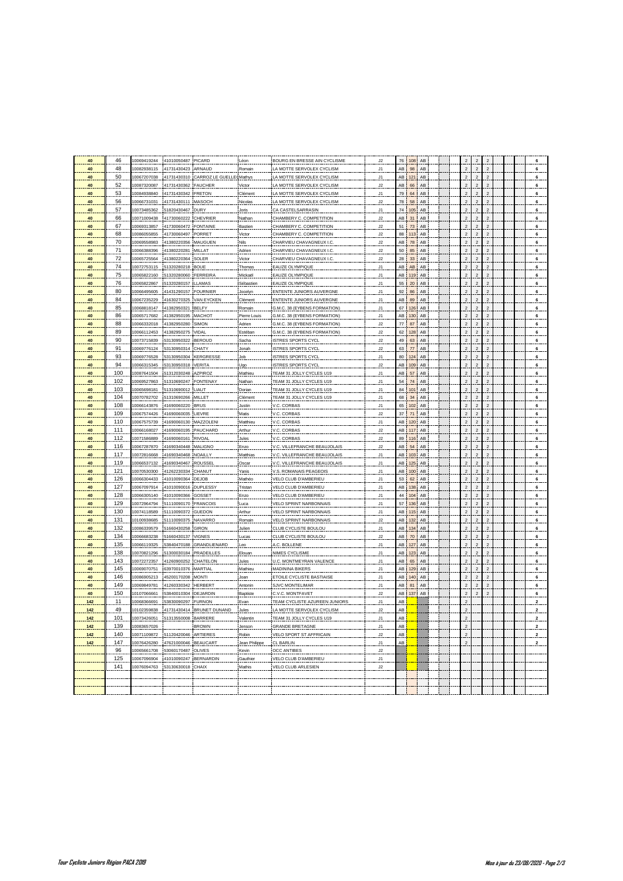| | | | | | | | | | | | | | | | | | | | | | |
|---|---|---|---|---|---|---|---|---|---|---|---|---|---|---|---|---|---|---|---|---|---|
| 40 | 46 | 10069419244 | 41010050487 | PICARD | Léon | BOURG EN BRESSE AIN CYCLISME | J2 | 76 | 108 | AB | | | | 2 | 2 | 2 | | | | | 6 |
| 40 | 48 | 10082938115 | 41731430423 | ARNAUD | Romain | LA MOTTE SERVOLEX CYCLISM | J1 | AB | 98 | AB | | | | 2 | 2 | 2 | | | | | 6 |
| 40 | 50 | 10067207038 | 41731430310 | CARROZ LE GUELLEC | Mathys | LA MOTTE SERVOLEX CYCLISM | J1 | AB | 121 | AB | | | | 2 | 2 | 2 | | | | | 6 |
| 40 | 52 | 10087320087 | 41731430362 | FAUCHER | Victor | LA MOTTE SERVOLEX CYCLISM | J2 | AB | 66 | AB | | | | 2 | 2 | 2 | | | | | 6 |
| 40 | 53 | 10084938840 | 41731430342 | FRETON | Clément | LA MOTTE SERVOLEX CYCLISM | J1 | 70 | 64 | AB | | | | 2 | 2 | 2 | | | | | 6 |
| 40 | 56 | 10066731031 | 41731430111 | MASOCH | Nicolas | LA MOTTE SERVOLEX CYCLISM | J2 | 78 | 58 | AB | | | | 2 | 2 | 2 | | | | | 6 |
| 40 | 57 | 10073485362 | 51820430467 | DURY | Joris | CA CASTELSARRASIN | J1 | 74 | 105 | AB | | | | 2 | 2 | 2 | | | | | 6 |
| 40 | 66 | 10071009438 | 41730060222 | CHEVRIER | Nathan | CHAMBERY C. COMPETITION | J2 | AB | 31 | AB | | | | 2 | 2 | 2 | | | | | 6 |
| 40 | 67 | 10069313857 | 41730060472 | FONTAINE | Bastien | CHAMBERY C. COMPETITION | J2 | 51 | 73 | AB | | | | 2 | 2 | 2 | | | | | 6 |
| 40 | 68 | 10086055855 | 41730060497 | PORRET | Victor | CHAMBERY C. COMPETITION | J2 | 88 | 113 | AB | | | | 2 | 2 | 2 | | | | | 6 |
| 40 | 70 | 10069558983 | 41380220356 | MAUGUEN | Nils | CHARVIEU CHAVAGNEUX I.C. | J2 | AB | 78 | AB | | | | 2 | 2 | 2 | | | | | 6 |
| 40 | 71 | 10066388396 | 41380220281 | MILLAT | Adrien | CHARVIEU CHAVAGNEUX I.C. | J2 | 50 | 85 | AB | | | | 2 | 2 | 2 | | | | | 6 |
| 40 | 72 | 10065725564 | 41380220364 | SOLER | Victor | CHARVIEU CHAVAGNEUX I.C. | J2 | 28 | 33 | AB | | | | 2 | 2 | 2 | | | | | 6 |
| 40 | 74 | 10072753115 | 51320280218 | BOUE | Thomas | EAUZE OLYMPIQUE | J1 | AB | AB | AB | | | | 2 | 2 | 2 | | | | | 6 |
| 40 | 75 | 10065822160 | 51320280060 | FERREIRA | Mickaël | EAUZE OLYMPIQUE | J1 | AB | 119 | AB | | | | 2 | 2 | 2 | | | | | 6 |
| 40 | 76 | 10065822867 | 51320280157 | LLAMAS | Sébastien | EAUZE OLYMPIQUE | J1 | 55 | 20 | AB | | | | 2 | 2 | 2 | | | | | 6 |
| 40 | 80 | 10066495605 | 41431290157 | FOURNIER | Jocelyn | ENTENTE JUNIORS AUVERGNE | J1 | 92 | 86 | AB | | | | 2 | 2 | 2 | | | | | 6 |
| 40 | 84 | 10067235229 | 41630270325 | VAN EYCKEN | Clément | ENTENTE JUNIORS AUVERGNE | J1 | AB | 89 | AB | | | | 2 | 2 | 2 | | | | | 6 |
| 40 | 85 | 10068818147 | 41382950321 | BELFY | Romain | G.M.C. 38 (EYBENS FORMATION) | J1 | 67 | 126 | AB | | | | 2 | 2 | 2 | | | | | 6 |
| 40 | 86 | 10065717682 | 41382950195 | MACHOT | Pierre Louis | G.M.C. 38 (EYBENS FORMATION) | J1 | AB | 130 | AB | | | | 2 | 2 | 2 | | | | | 6 |
| 40 | 88 | 10066332018 | 41382950280 | SIMON | Adrien | G.M.C. 38 (EYBENS FORMATION) | J2 | 77 | 87 | AB | | | | 2 | 2 | 2 | | | | | 6 |
| 40 | 89 | 10066112453 | 41382950275 | VIDAL | Estéban | G.M.C. 38 (EYBENS FORMATION) | J2 | 62 | 128 | AB | | | | 2 | 2 | 2 | | | | | 6 |
| 40 | 90 | 10073715839 | 53130950322 | BEROUD | Sacha | ISTRES SPORTS CYCL | J2 | 49 | 63 | AB | | | | 2 | 2 | 2 | | | | | 6 |
| 40 | 91 | 10069776124 | 53130950314 | CHATY | Jonah | ISTRES SPORTS CYCL | J2 | 63 | 77 | AB | | | | 2 | 2 | 2 | | | | | 6 |
| 40 | 93 | 10069776528 | 53130950304 | KERGRESSE | Job | ISTRES SPORTS CYCL | J1 | 80 | 124 | AB | | | | 2 | 2 | 2 | | | | | 6 |
| 40 | 94 | 10066315345 | 53130950318 | VERITA | Ugo | ISTRES SPORTS CYCL | J2 | AB | 109 | AB | | | | 2 | 2 | 2 | | | | | 6 |
| 40 | 100 | 10087641504 | 51312030248 | AZPIROZ | Mathieu | TEAM 31 JOLLY CYCLES U19 | J1 | AB | 57 | AB | | | | 2 | 2 | 2 | | | | | 6 |
| 40 | 102 | 10069527863 | 51310690247 | FONTENAY | Nathan | TEAM 31 JOLLY CYCLES U19 | J1 | 54 | 74 | AB | | | | 2 | 2 | 2 | | | | | 6 |
| 40 | 103 | 10065698181 | 51310690012 | LIAUT | Dorian | TEAM 31 JOLLY CYCLES U19 | J1 | 84 | 101 | AB | | | | 2 | 2 | 2 | | | | | 6 |
| 40 | 104 | 10070782702 | 51310690266 | MILLET | Clément | TEAM 31 JOLLY CYCLES U19 | J1 | 68 | 34 | AB | | | | 2 | 2 | 2 | | | | | 6 |
| 40 | 108 | 10066143876 | 41690060220 | BRUS | Justin | V.C. CORBAS | J1 | 65 | 102 | AB | | | | 2 | 2 | 2 | | | | | 6 |
| 40 | 109 | 10067574426 | 41690060035 | LIEVRE | Matis | V.C. CORBAS | J2 | 37 | 71 | AB | | | | 2 | 2 | 2 | | | | | 6 |
| 40 | 110 | 10067575739 | 41690060130 | MAZZOLENI | Matthieu | V.C. CORBAS | J1 | AB | 120 | AB | | | | 2 | 2 | 2 | | | | | 6 |
| 40 | 111 | 10066168027 | 41690060195 | PAUCHARD | Arthur | V.C. CORBAS | J2 | AB | 117 | AB | | | | 2 | 2 | 2 | | | | | 6 |
| 40 | 112 | 10071586889 | 41690060161 | RIVOAL | Jules | V.C. CORBAS | J2 | 89 | 116 | AB | | | | 2 | 2 | 2 | | | | | 6 |
| 40 | 116 | 10067287870 | 41690340448 | MALIGNO | Enzo | V.C. VILLEFRANCHE BEAUJOLAIS | J2 | AB | 54 | AB | | | | 2 | 2 | 2 | | | | | 6 |
| 40 | 117 | 10072816668 | 41690340468 | NOAILLY | Matthias | V.C. VILLEFRANCHE BEAUJOLAIS | J1 | AB | 103 | AB | | | | 2 | 2 | 2 | | | | | 6 |
| 40 | 119 | 10066537132 | 41690340467 | ROUSSEL | Oscar | V.C. VILLEFRANCHE BEAUJOLAIS | J1 | AB | 125 | AB | | | | 2 | 2 | 2 | | | | | 6 |
| 40 | 121 | 10070530300 | 41262230334 | CHANUT | Yanis | V.S. ROMANAIS PEAGEOIS | J1 | AB | 100 | AB | | | | 2 | 2 | 2 | | | | | 6 |
| 40 | 126 | 10066304433 | 41010090364 | DEJOB | Mathéo | VELO CLUB D'AMBERIEU | J1 | 53 | 62 | AB | | | | 2 | 2 | 2 | | | | | 6 |
| 40 | 127 | 10067097914 | 41010090016 | DUPLESSY | Tristan | VELO CLUB D'AMBERIEU | J1 | AB | 138 | AB | | | | 2 | 2 | 2 | | | | | 6 |
| 40 | 128 | 10066305140 | 41010090366 | GOSSET | Enzo | VELO CLUB D'AMBERIEU | J1 | 44 | 104 | AB | | | | 2 | 2 | 2 | | | | | 6 |
| 40 | 129 | 10072964794 | 51110090170 | FRANCOIS | Luca | VELO SPRINT NARBONNAIS | J1 | 57 | 136 | AB | | | | 2 | 2 | 2 | | | | | 6 |
| 40 | 130 | 10074118589 | 51110090372 | GUEDON | Arthur | VELO SPRINT NARBONNAIS | J1 | AB | 115 | AB | | | | 2 | 2 | 2 | | | | | 6 |
| 40 | 131 | 10100938685 | 51110090375 | NAVARRO | Romain | VELO SPRINT NARBONNAIS | J2 | AB | 132 | AB | | | | 2 | 2 | 2 | | | | | 6 |
| 40 | 132 | 10086339579 | 51660430258 | GIRON | Julien | CLUB CYCLISTE BOULOU | J1 | AB | 134 | AB | | | | 2 | 2 | 2 | | | | | 6 |
| 40 | 134 | 10066683238 | 51660430137 | VIGNES | Lucas | CLUB CYCLISTE BOULOU | J2 | AB | 70 | AB | | | | 2 | 2 | 2 | | | | | 6 |
| 40 | 135 | 10066119325 | 53840470188 | GRANDLIENARD | Leo | A.C. BOLLENE | J1 | AB | 127 | AB | | | | 2 | 2 | 2 | | | | | 6 |
| 40 | 138 | 10070821296 | 51300030184 | PRADEILLES | Elouan | NIMES CYCLISME | J1 | AB | 123 | AB | | | | 2 | 2 | 2 | | | | | 6 |
| 40 | 143 | 10072272357 | 41260900252 | CHATELON | Jules | U.C. MONTMEYRAN VALENCE | J1 | AB | 65 | AB | | | | 2 | 2 | 2 | | | | | 6 |
| 40 | 145 | 10069070751 | 63970010376 | MARTIAL | Mathieu | MADININA BIKERS | J1 | AB | 129 | AB | | | | 2 | 2 | 2 | | | | | 6 |
| 40 | 146 | 10086905213 | 45200170208 | MONTI | Joan | ETOILE CYCLISTE BASTIAISE | J1 | AB | 140 | AB | | | | 2 | 2 | 2 | | | | | 6 |
| 40 | 149 | 10069849781 | 41260330342 | HERBERT | Antonin | SJVC MONTELIMAR | J1 | AB | 81 | AB | | | | 2 | 2 | 2 | | | | | 6 |
| 40 | 150 | 10107066661 | 53840010304 | DEJARDIN | Baptiste | C.V.C. MONTFAVET | J2 | AB | 137 | AB | | | | 2 | 2 | 2 | | | | | 6 |
| 142 | 11 | 10068366691 | 53830090297 | FURNON | Evan | TEAM CYCLISTE AZUREEN JUNIORS | J1 | AB | | | | | | 2 | | | | | | | 2 |
| 142 | 49 | 10102359838 | 41731430414 | BRUNET DUNAND | Jules | LA MOTTE SERVOLEX CYCLISM | J2 | AB | | | | | | 2 | | | | | | | 2 |
| 142 | 101 | 10073426051 | 51313550008 | BARRERE | Valentin | TEAM 31 JOLLY CYCLES U19 | J1 | AB | | | | | | 2 | | | | | | | 2 |
| 142 | 139 | 10083657026 | | BROWN | Jenson | GRANDE BRETAGNE | J1 | AB | | | | | | 2 | | | | | | | 2 |
| 142 | 140 | 10071109872 | 51120420046 | ARTIERES | Robin | VELO SPORT ST AFFRICAIN | J2 | AB | | | | | | 2 | | | | | | | 2 |
| 142 | 147 | 10076426280 | 47621000046 | BEAUCART | Jean Philippe | CL BARLIN | J1 | AB | | | | | | 2 | | | | | | | 2 |
| | 96 | 10065661708 | 53060170487 | OLIVES | Kevin | OCC ANTIBES | J2 | | | | | | | | | | | | | | |
| | 125 | 10067096904 | 41010090247 | BERNARDIN | Gauthier | VELO CLUB D'AMBERIEU | J1 | | | | | | | | | | | | | | |
| | 141 | 10076094763 | 53130630018 | CHAIX | Mathis | VELO CLUB ARLESIEN | J2 | | | | | | | | | | | | | | |

*Tour Cycliste Juniors Région PACA 2019* — *Mise à jour du 23/08/2020 - Page 2/3*